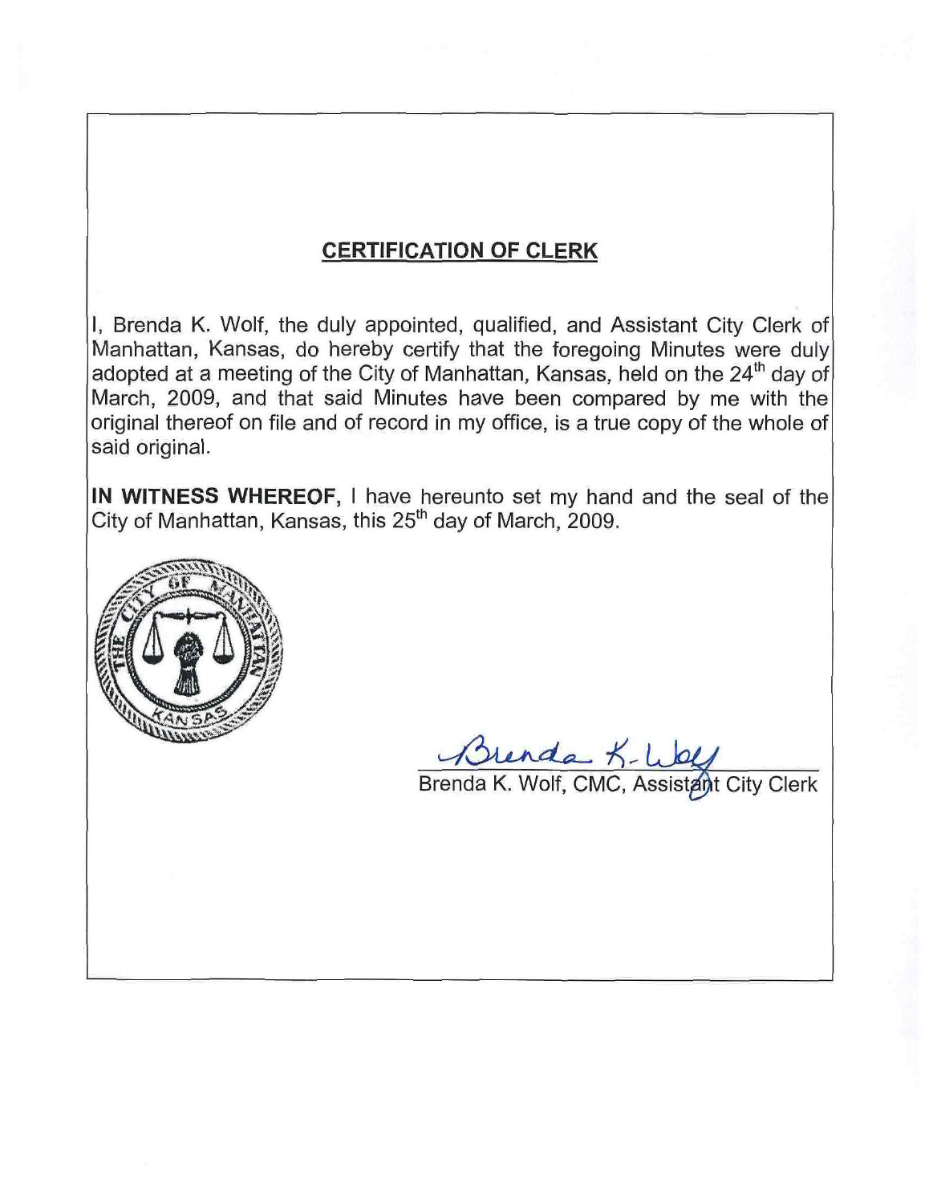## CERTIFICATION OF CLERK

I, Brenda K. Wolf, the duly appointed, qualified, and Assistant City Clerk of Manhattan, Kansas, do hereby certify that the foregoing Minutes were duly adopted at a meeting of the City of Manhattan, Kansas, held on the 24th day of March, 2009, and that said Minutes have been compared by me with the original thereof on file and of record in my office, is a true copy of the whole of said original.

**IN WITNESS WHEREOF,** I have hereunto set my hand and the seal of the City of Manhattan, Kansas, this 25th day of March, 2009.

Brenda K. Wolf

Brenda K. Wolf, CMC, Assistant City Clerk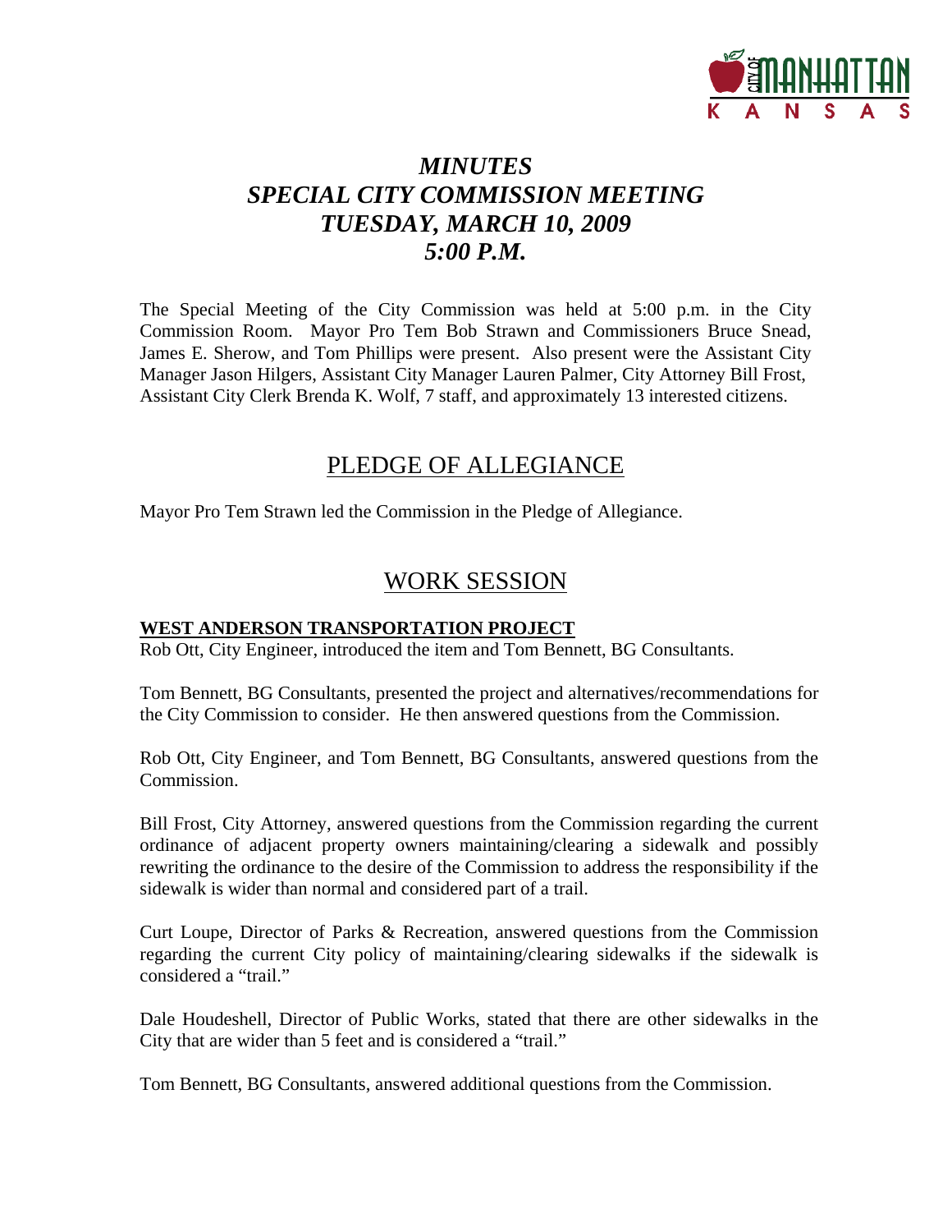# *MINUTES*
# *SPECIAL CITY COMMISSION MEETING*
# *TUESDAY, MARCH 10, 2009*
# *5:00 P.M.*

The Special Meeting of the City Commission was held at 5:00 p.m. in the City Commission Room. Mayor Pro Tem Bob Strawn and Commissioners Bruce Snead, James E. Sherow, and Tom Phillips were present. Also present were the Assistant City Manager Jason Hilgers, Assistant City Manager Lauren Palmer, City Attorney Bill Frost, Assistant City Clerk Brenda K. Wolf, 7 staff, and approximately 13 interested citizens.

## PLEDGE OF ALLEGIANCE

Mayor Pro Tem Strawn led the Commission in the Pledge of Allegiance.

## WORK SESSION

**WEST ANDERSON TRANSPORTATION PROJECT**

Rob Ott, City Engineer, introduced the item and Tom Bennett, BG Consultants.

Tom Bennett, BG Consultants, presented the project and alternatives/recommendations for the City Commission to consider. He then answered questions from the Commission.

Rob Ott, City Engineer, and Tom Bennett, BG Consultants, answered questions from the Commission.

Bill Frost, City Attorney, answered questions from the Commission regarding the current ordinance of adjacent property owners maintaining/clearing a sidewalk and possibly rewriting the ordinance to the desire of the Commission to address the responsibility if the sidewalk is wider than normal and considered part of a trail.

Curt Loupe, Director of Parks & Recreation, answered questions from the Commission regarding the current City policy of maintaining/clearing sidewalks if the sidewalk is considered a "trail."

Dale Houdeshell, Director of Public Works, stated that there are other sidewalks in the City that are wider than 5 feet and is considered a "trail."

Tom Bennett, BG Consultants, answered additional questions from the Commission.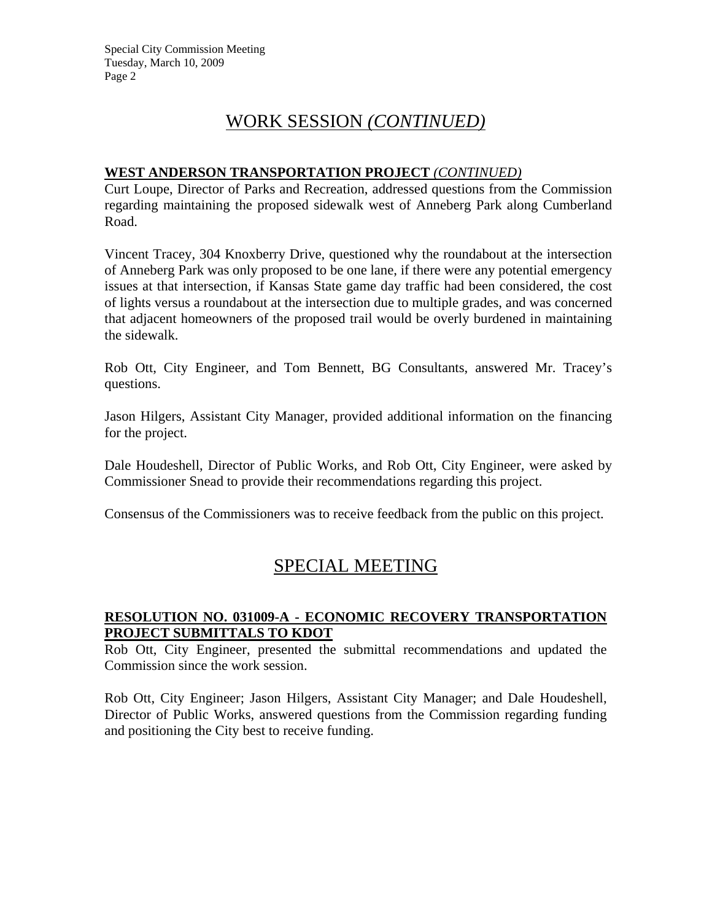## WORK SESSION *(CONTINUED)*

**WEST ANDERSON TRANSPORTATION PROJECT** *(CONTINUED)*

Curt Loupe, Director of Parks and Recreation, addressed questions from the Commission regarding maintaining the proposed sidewalk west of Anneberg Park along Cumberland Road.

Vincent Tracey, 304 Knoxberry Drive, questioned why the roundabout at the intersection of Anneberg Park was only proposed to be one lane, if there were any potential emergency issues at that intersection, if Kansas State game day traffic had been considered, the cost of lights versus a roundabout at the intersection due to multiple grades, and was concerned that adjacent homeowners of the proposed trail would be overly burdened in maintaining the sidewalk.

Rob Ott, City Engineer, and Tom Bennett, BG Consultants, answered Mr. Tracey's questions.

Jason Hilgers, Assistant City Manager, provided additional information on the financing for the project.

Dale Houdeshell, Director of Public Works, and Rob Ott, City Engineer, were asked by Commissioner Snead to provide their recommendations regarding this project.

Consensus of the Commissioners was to receive feedback from the public on this project.

## SPECIAL MEETING

**RESOLUTION NO. 031009-A - ECONOMIC RECOVERY TRANSPORTATION PROJECT SUBMITTALS TO KDOT**

Rob Ott, City Engineer, presented the submittal recommendations and updated the Commission since the work session.

Rob Ott, City Engineer; Jason Hilgers, Assistant City Manager; and Dale Houdeshell, Director of Public Works, answered questions from the Commission regarding funding and positioning the City best to receive funding.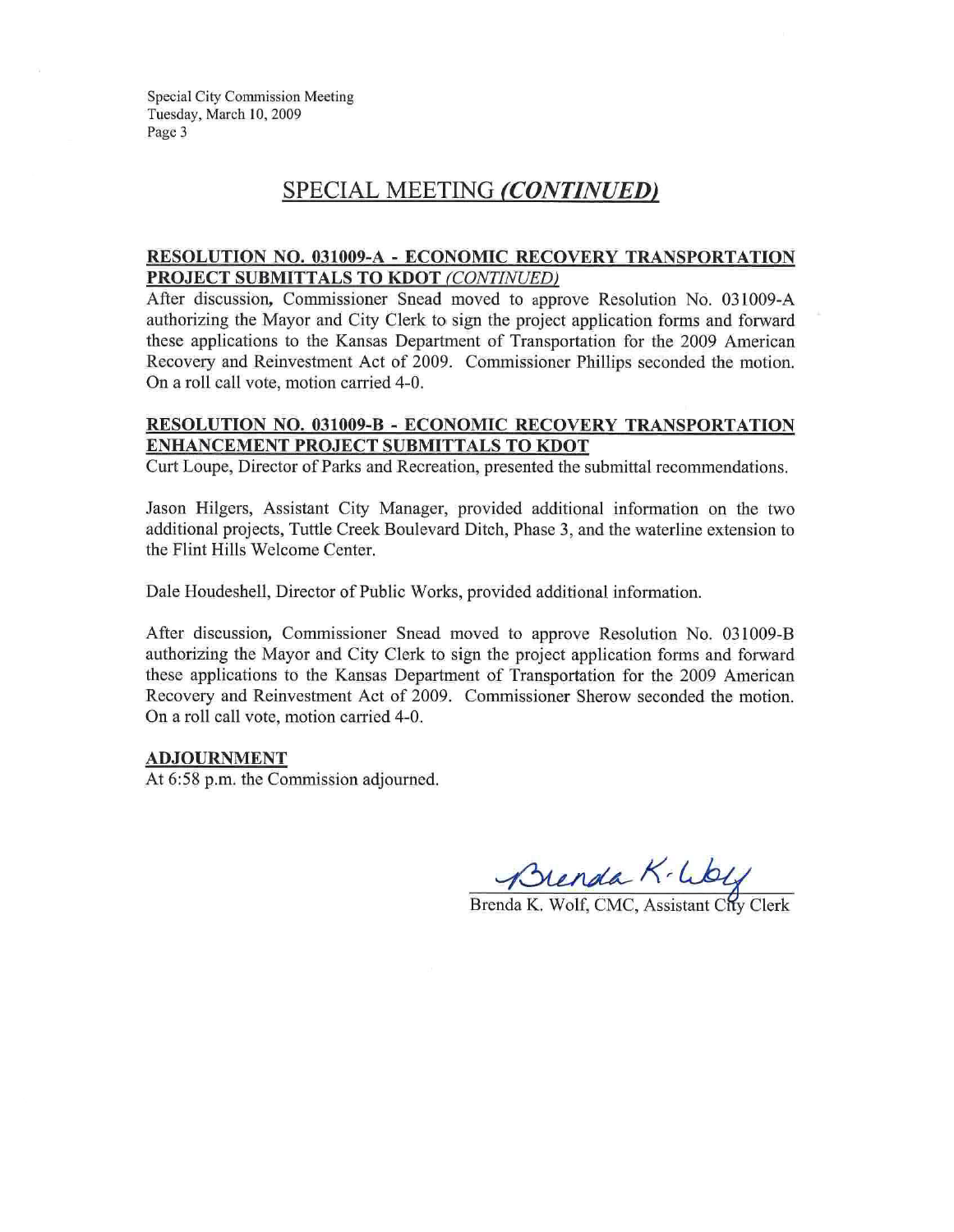## SPECIAL MEETING *(CONTINUED)*

**RESOLUTION NO. 031009-A - ECONOMIC RECOVERY TRANSPORTATION PROJECT SUBMITTALS TO KDOT** *(CONTINUED)*

After discussion, Commissioner Snead moved to approve Resolution No. 031009-A authorizing the Mayor and City Clerk to sign the project application forms and forward these applications to the Kansas Department of Transportation for the 2009 American Recovery and Reinvestment Act of 2009. Commissioner Phillips seconded the motion. On a roll call vote, motion carried 4-0.

**RESOLUTION NO. 031009-B - ECONOMIC RECOVERY TRANSPORTATION ENHANCEMENT PROJECT SUBMITTALS TO KDOT**

Curt Loupe, Director of Parks and Recreation, presented the submittal recommendations.

Jason Hilgers, Assistant City Manager, provided additional information on the two additional projects, Tuttle Creek Boulevard Ditch, Phase 3, and the waterline extension to the Flint Hills Welcome Center.

Dale Houdeshell, Director of Public Works, provided additional information.

After discussion, Commissioner Snead moved to approve Resolution No. 031009-B authorizing the Mayor and City Clerk to sign the project application forms and forward these applications to the Kansas Department of Transportation for the 2009 American Recovery and Reinvestment Act of 2009. Commissioner Sherow seconded the motion. On a roll call vote, motion carried 4-0.

**ADJOURNMENT**

At 6:58 p.m. the Commission adjourned.

Brenda K. Wolf

Brenda K. Wolf, CMC, Assistant City Clerk